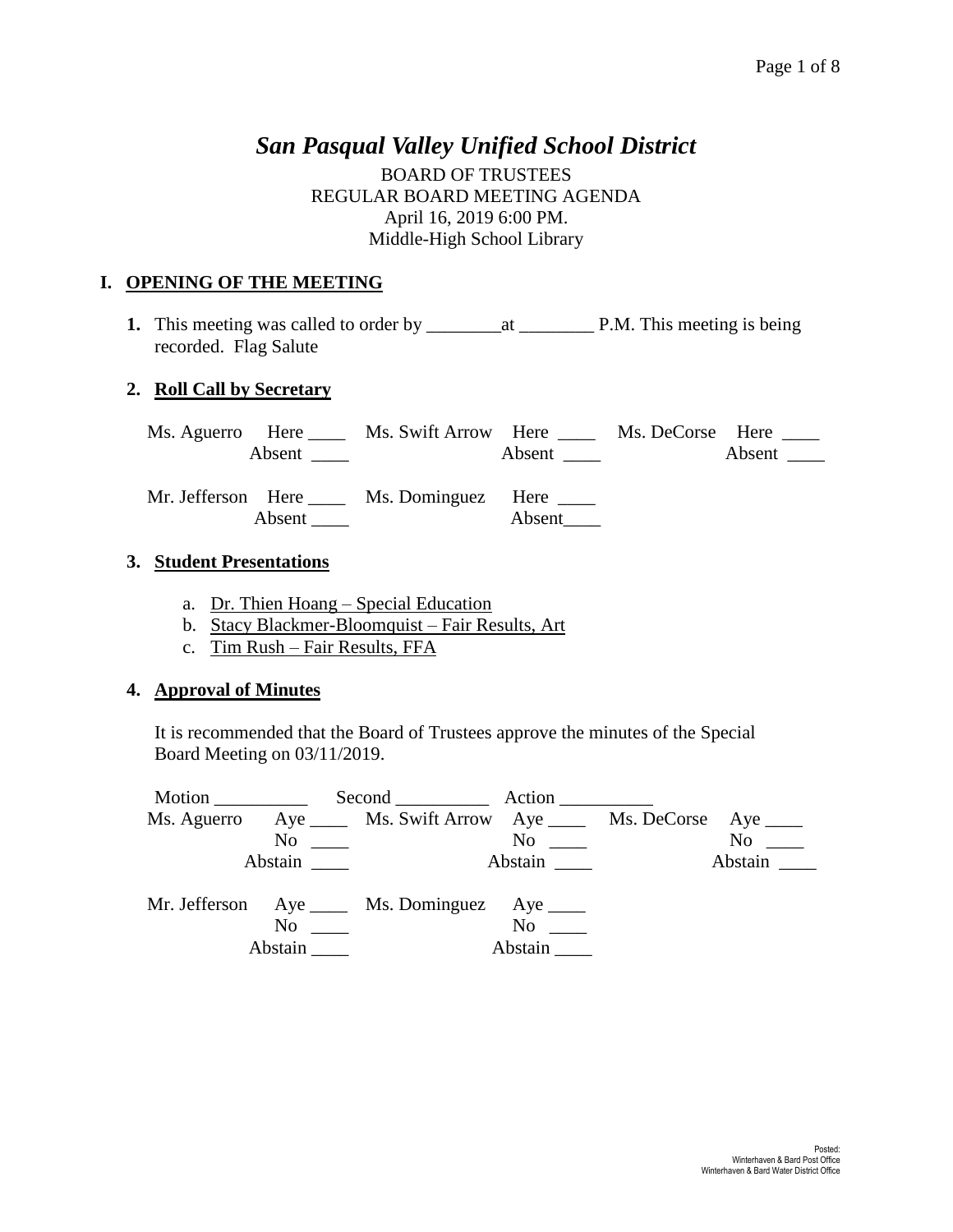# *San Pasqual Valley Unified School District*

BOARD OF TRUSTEES
REGULAR BOARD MEETING AGENDA
April 16, 2019 6:00 PM.
Middle-High School Library

## I. OPENING OF THE MEETING

**1.** This meeting was called to order by ________at ________ P.M. This meeting is being recorded. Flag Salute

**2. Roll Call by Secretary**

Ms. Aguerro Here ____ Absent ____ Ms. Swift Arrow Here ____ Absent ____ Ms. DeCorse Here ____ Absent ____

Mr. Jefferson Here ____ Absent ____ Ms. Dominguez Here ____ Absent____

**3. Student Presentations**

a. Dr. Thien Hoang – Special Education
b. Stacy Blackmer-Bloomquist – Fair Results, Art
c. Tim Rush – Fair Results, FFA

**4. Approval of Minutes**

It is recommended that the Board of Trustees approve the minutes of the Special Board Meeting on 03/11/2019.

Motion __________ Second __________ Action __________

Ms. Aguerro Aye ____ No ____ Abstain ____ Ms. Swift Arrow Aye ____ No ____ Abstain ____ Ms. DeCorse Aye ____ No ____ Abstain ____

Mr. Jefferson Aye ____ No ____ Abstain ____ Ms. Dominguez Aye ____ No ____ Abstain ____

Posted:
Winterhaven & Bard Post Office
Winterhaven & Bard Water District Office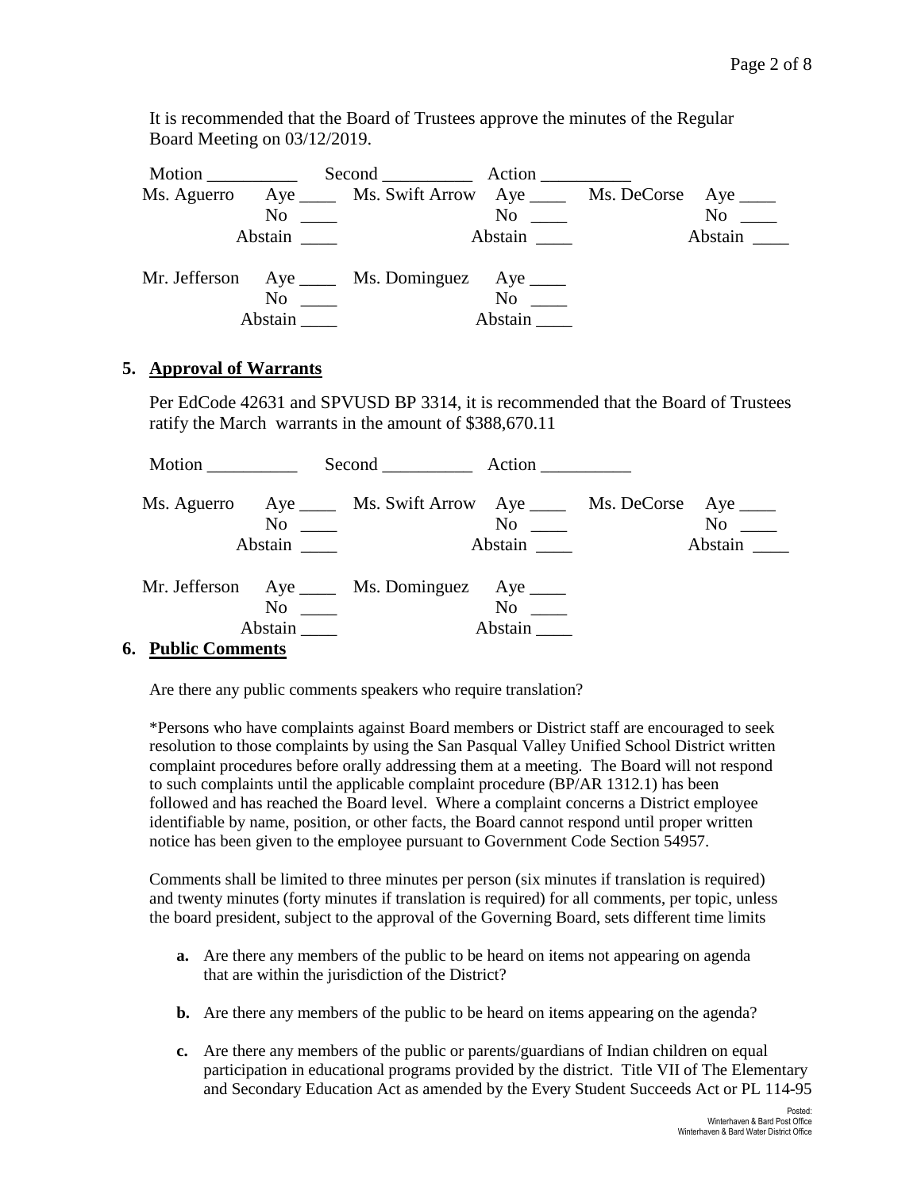It is recommended that the Board of Trustees approve the minutes of the Regular Board Meeting on 03/12/2019.

Motion __________ Second __________ Action __________

| | | | | | |
|---|---|---|---|---|---|
| Ms. Aguerro | Aye ____ | Ms. Swift Arrow | Aye ____ | Ms. DeCorse | Aye ____ |
| | No ____ | | No ____ | | No ____ |
| | Abstain ____ | | Abstain ____ | | Abstain ____ |
| Mr. Jefferson | Aye ____ | Ms. Dominguez | Aye ____ | | |
| | No ____ | | No ____ | | |
| | Abstain ____ | | Abstain ____ | | |

## 5. Approval of Warrants

Per EdCode 42631 and SPVUSD BP 3314, it is recommended that the Board of Trustees ratify the March warrants in the amount of $388,670.11

Motion __________ Second __________ Action __________

| | | | | | |
|---|---|---|---|---|---|
| Ms. Aguerro | Aye ____ | Ms. Swift Arrow | Aye ____ | Ms. DeCorse | Aye ____ |
| | No ____ | | No ____ | | No ____ |
| | Abstain ____ | | Abstain ____ | | Abstain ____ |
| Mr. Jefferson | Aye ____ | Ms. Dominguez | Aye ____ | | |
| | No ____ | | No ____ | | |
| | Abstain ____ | | Abstain ____ | | |

## 6. Public Comments

Are there any public comments speakers who require translation?

*Persons who have complaints against Board members or District staff are encouraged to seek resolution to those complaints by using the San Pasqual Valley Unified School District written complaint procedures before orally addressing them at a meeting. The Board will not respond to such complaints until the applicable complaint procedure (BP/AR 1312.1) has been followed and has reached the Board level. Where a complaint concerns a District employee identifiable by name, position, or other facts, the Board cannot respond until proper written notice has been given to the employee pursuant to Government Code Section 54957.

Comments shall be limited to three minutes per person (six minutes if translation is required) and twenty minutes (forty minutes if translation is required) for all comments, per topic, unless the board president, subject to the approval of the Governing Board, sets different time limits

- **a.** Are there any members of the public to be heard on items not appearing on agenda that are within the jurisdiction of the District?
- **b.** Are there any members of the public to be heard on items appearing on the agenda?
- **c.** Are there any members of the public or parents/guardians of Indian children on equal participation in educational programs provided by the district. Title VII of The Elementary and Secondary Education Act as amended by the Every Student Succeeds Act or PL 114-95

Posted:
Winterhaven & Bard Post Office
Winterhaven & Bard Water District Office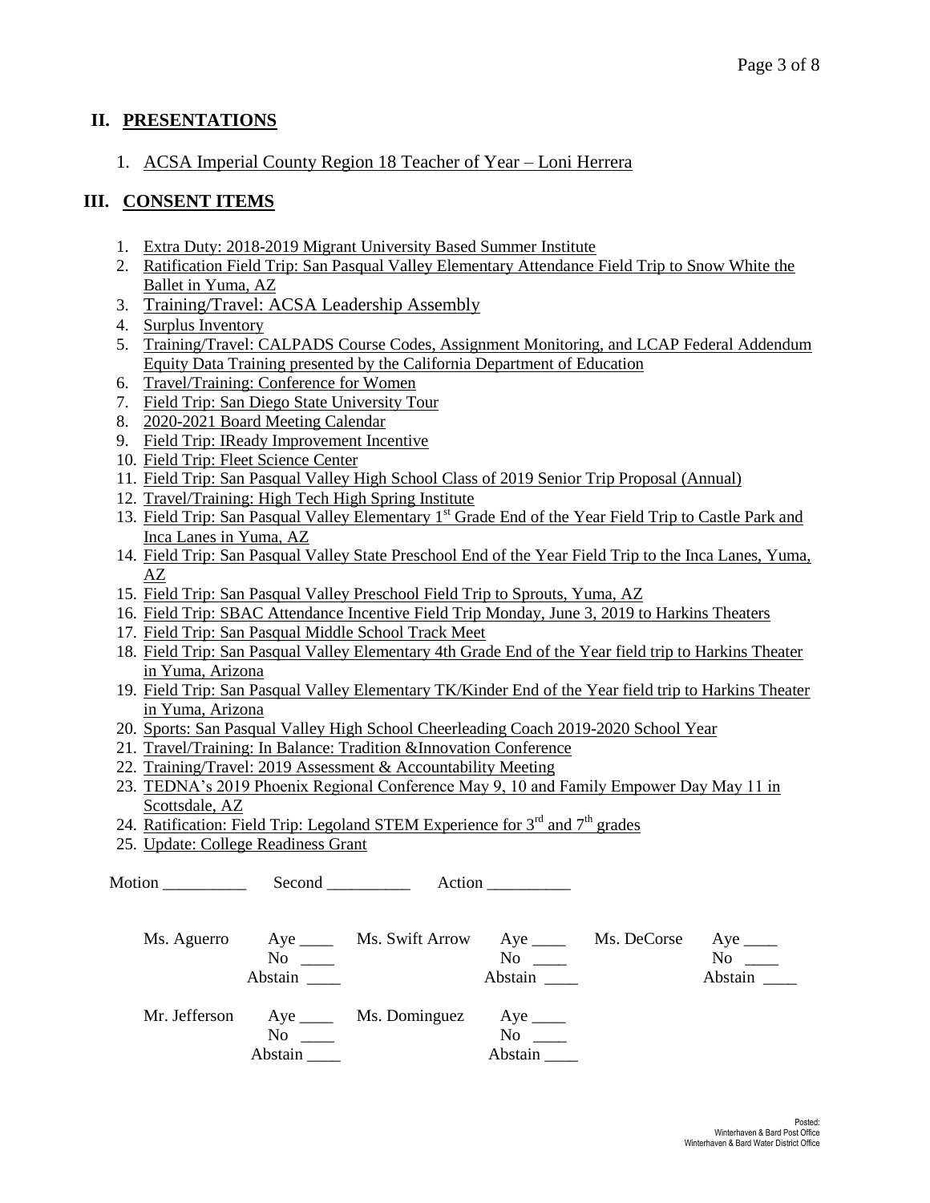## II. PRESENTATIONS

1. ACSA Imperial County Region 18 Teacher of Year – Loni Herrera

## III. CONSENT ITEMS

1. Extra Duty: 2018-2019 Migrant University Based Summer Institute
2. Ratification Field Trip: San Pasqual Valley Elementary Attendance Field Trip to Snow White the Ballet in Yuma, AZ
3. Training/Travel: ACSA Leadership Assembly
4. Surplus Inventory
5. Training/Travel: CALPADS Course Codes, Assignment Monitoring, and LCAP Federal Addendum Equity Data Training presented by the California Department of Education
6. Travel/Training: Conference for Women
7. Field Trip: San Diego State University Tour
8. 2020-2021 Board Meeting Calendar
9. Field Trip: IReady Improvement Incentive
10. Field Trip: Fleet Science Center
11. Field Trip: San Pasqual Valley High School Class of 2019 Senior Trip Proposal (Annual)
12. Travel/Training: High Tech High Spring Institute
13. Field Trip: San Pasqual Valley Elementary 1st Grade End of the Year Field Trip to Castle Park and Inca Lanes in Yuma, AZ
14. Field Trip: San Pasqual Valley State Preschool End of the Year Field Trip to the Inca Lanes, Yuma, AZ
15. Field Trip: San Pasqual Valley Preschool Field Trip to Sprouts, Yuma, AZ
16. Field Trip: SBAC Attendance Incentive Field Trip Monday, June 3, 2019 to Harkins Theaters
17. Field Trip: San Pasqual Middle School Track Meet
18. Field Trip: San Pasqual Valley Elementary 4th Grade End of the Year field trip to Harkins Theater in Yuma, Arizona
19. Field Trip: San Pasqual Valley Elementary TK/Kinder End of the Year field trip to Harkins Theater in Yuma, Arizona
20. Sports: San Pasqual Valley High School Cheerleading Coach 2019-2020 School Year
21. Travel/Training: In Balance: Tradition &Innovation Conference
22. Training/Travel: 2019 Assessment & Accountability Meeting
23. TEDNA's 2019 Phoenix Regional Conference May 9, 10 and Family Empower Day May 11 in Scottsdale, AZ
24. Ratification: Field Trip: Legoland STEM Experience for 3rd and 7th grades
25. Update: College Readiness Grant

Motion __________ Second __________ Action __________

| | | | | | |
|---|---|---|---|---|---|
| Ms. Aguerro | Aye ____<br>No ____<br>Abstain ____ | Ms. Swift Arrow | Aye ____<br>No ____<br>Abstain ____ | Ms. DeCorse | Aye ____<br>No ____<br>Abstain ____ |
| Mr. Jefferson | Aye ____<br>No ____<br>Abstain ____ | Ms. Dominguez | Aye ____<br>No ____<br>Abstain ____ | | |

Posted:
Winterhaven & Bard Post Office
Winterhaven & Bard Water District Office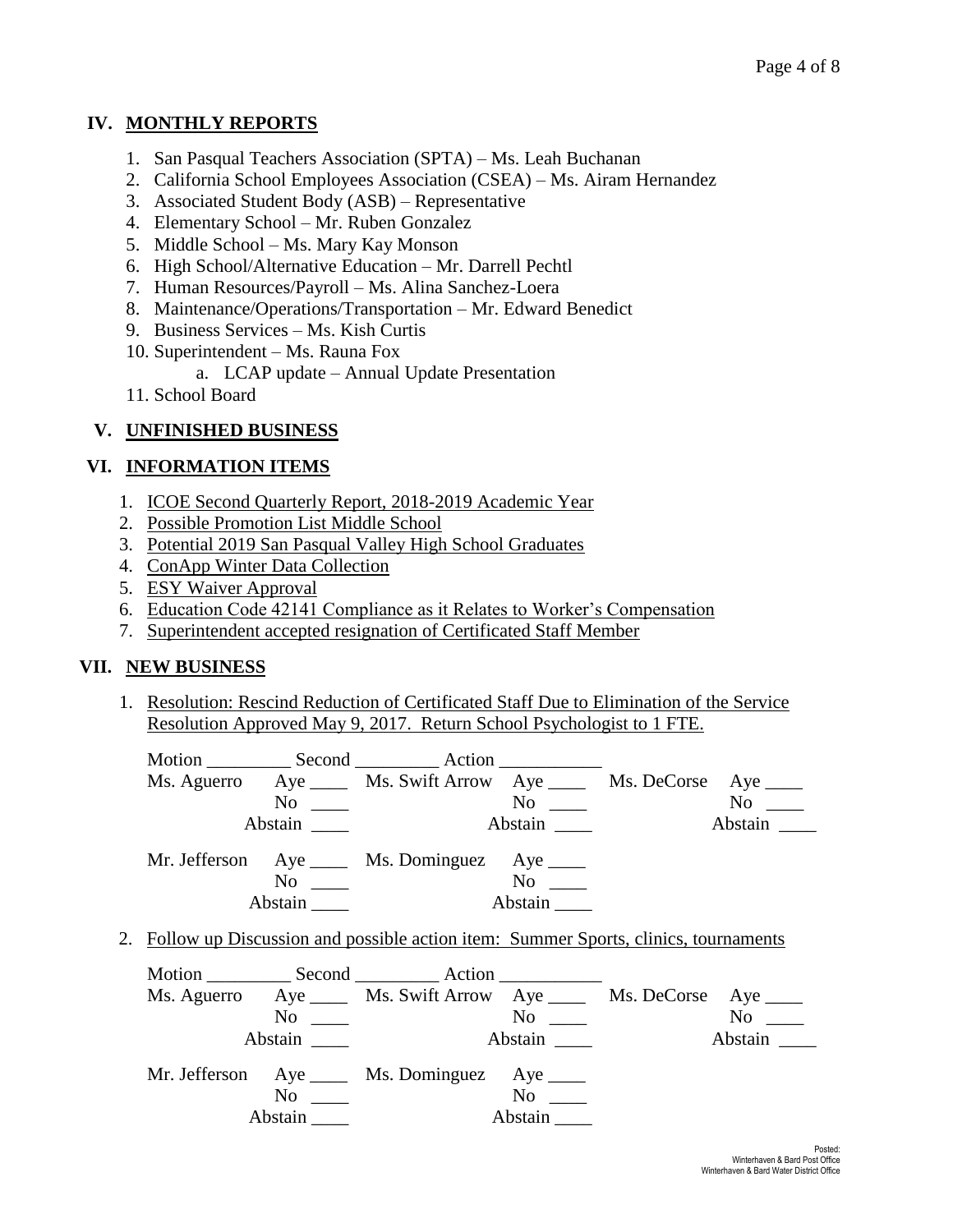## IV. MONTHLY REPORTS

1. San Pasqual Teachers Association (SPTA) – Ms. Leah Buchanan
2. California School Employees Association (CSEA) – Ms. Airam Hernandez
3. Associated Student Body (ASB) – Representative
4. Elementary School – Mr. Ruben Gonzalez
5. Middle School – Ms. Mary Kay Monson
6. High School/Alternative Education – Mr. Darrell Pechtl
7. Human Resources/Payroll – Ms. Alina Sanchez-Loera
8. Maintenance/Operations/Transportation – Mr. Edward Benedict
9. Business Services – Ms. Kish Curtis
10. Superintendent – Ms. Rauna Fox
    a. LCAP update – Annual Update Presentation
11. School Board

## V. UNFINISHED BUSINESS

## VI. INFORMATION ITEMS

1. ICOE Second Quarterly Report, 2018-2019 Academic Year
2. Possible Promotion List Middle School
3. Potential 2019 San Pasqual Valley High School Graduates
4. ConApp Winter Data Collection
5. ESY Waiver Approval
6. Education Code 42141 Compliance as it Relates to Worker's Compensation
7. Superintendent accepted resignation of Certificated Staff Member

## VII. NEW BUSINESS

1. Resolution: Rescind Reduction of Certificated Staff Due to Elimination of the Service Resolution Approved May 9, 2017. Return School Psychologist to 1 FTE.

   Motion _________ Second _________ Action ___________

   Ms. Aguerro Aye ____ No ____ Abstain ____
   Ms. Swift Arrow Aye ____ No ____ Abstain ____
   Ms. DeCorse Aye ____ No ____ Abstain ____
   Mr. Jefferson Aye ____ No ____ Abstain ____
   Ms. Dominguez Aye ____ No ____ Abstain ____

2. Follow up Discussion and possible action item: Summer Sports, clinics, tournaments

   Motion _________ Second _________ Action ___________

   Ms. Aguerro Aye ____ No ____ Abstain ____
   Ms. Swift Arrow Aye ____ No ____ Abstain ____
   Ms. DeCorse Aye ____ No ____ Abstain ____
   Mr. Jefferson Aye ____ No ____ Abstain ____
   Ms. Dominguez Aye ____ No ____ Abstain ____

Posted:
Winterhaven & Bard Post Office
Winterhaven & Bard Water District Office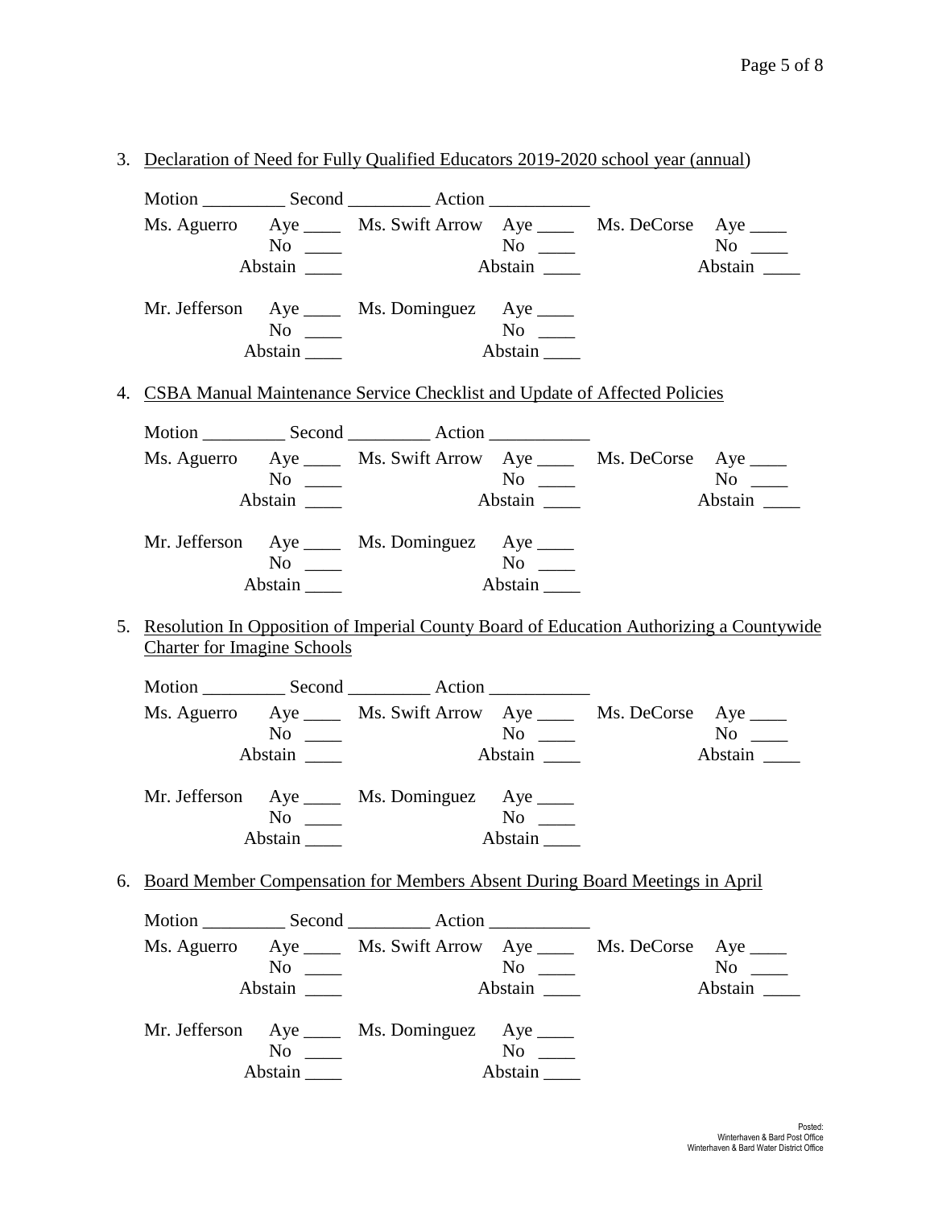3. <u>Declaration of Need for Fully Qualified Educators 2019-2020 school year (annual)</u>

   Motion _________ Second _________ Action ___________

   Ms. Aguerro Aye ____ No ____ Abstain ____
   Ms. Swift Arrow Aye ____ No ____ Abstain ____
   Ms. DeCorse Aye ____ No ____ Abstain ____

   Mr. Jefferson Aye ____ No ____ Abstain ____
   Ms. Dominguez Aye ____ No ____ Abstain ____

4. <u>CSBA Manual Maintenance Service Checklist and Update of Affected Policies</u>

   Motion _________ Second _________ Action ___________

   Ms. Aguerro Aye ____ No ____ Abstain ____
   Ms. Swift Arrow Aye ____ No ____ Abstain ____
   Ms. DeCorse Aye ____ No ____ Abstain ____

   Mr. Jefferson Aye ____ No ____ Abstain ____
   Ms. Dominguez Aye ____ No ____ Abstain ____

5. <u>Resolution In Opposition of Imperial County Board of Education Authorizing a Countywide Charter for Imagine Schools</u>

   Motion _________ Second _________ Action ___________

   Ms. Aguerro Aye ____ No ____ Abstain ____
   Ms. Swift Arrow Aye ____ No ____ Abstain ____
   Ms. DeCorse Aye ____ No ____ Abstain ____

   Mr. Jefferson Aye ____ No ____ Abstain ____
   Ms. Dominguez Aye ____ No ____ Abstain ____

6. <u>Board Member Compensation for Members Absent During Board Meetings in April</u>

   Motion _________ Second _________ Action ___________

   Ms. Aguerro Aye ____ No ____ Abstain ____
   Ms. Swift Arrow Aye ____ No ____ Abstain ____
   Ms. DeCorse Aye ____ No ____ Abstain ____

   Mr. Jefferson Aye ____ No ____ Abstain ____
   Ms. Dominguez Aye ____ No ____ Abstain ____

Posted:
Winterhaven & Bard Post Office
Winterhaven & Bard Water District Office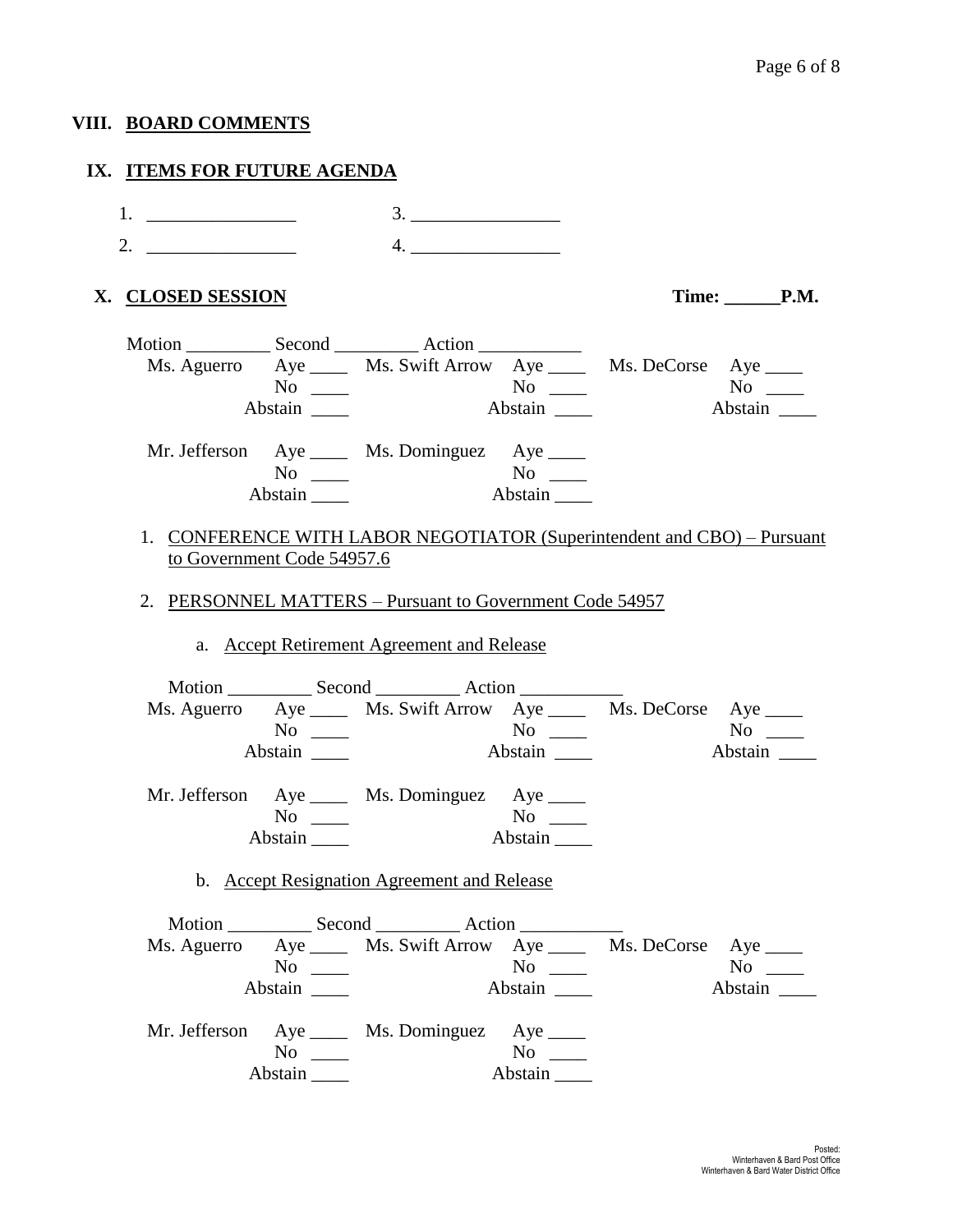## VIII. BOARD COMMENTS

## IX. ITEMS FOR FUTURE AGENDA

1. ________________ 3. ________________
2. ________________ 4. ________________

## X. CLOSED SESSION

**Time: ______P.M.**

Motion _________ Second _________ Action ___________

| | | | | | |
|---|---|---|---|---|---|
| Ms. Aguerro | Aye ____ | Ms. Swift Arrow | Aye ____ | Ms. DeCorse | Aye ____ |
| | No ____ | | No ____ | | No ____ |
| | Abstain ____ | | Abstain ____ | | Abstain ____ |
| Mr. Jefferson | Aye ____ | Ms. Dominguez | Aye ____ | | |
| | No ____ | | No ____ | | |
| | Abstain ____ | | Abstain ____ | | |

1. CONFERENCE WITH LABOR NEGOTIATOR (Superintendent and CBO) – Pursuant to Government Code 54957.6

2. PERSONNEL MATTERS – Pursuant to Government Code 54957

   a. Accept Retirement Agreement and Release

Motion _________ Second _________ Action ___________

| | | | | | |
|---|---|---|---|---|---|
| Ms. Aguerro | Aye ____ | Ms. Swift Arrow | Aye ____ | Ms. DeCorse | Aye ____ |
| | No ____ | | No ____ | | No ____ |
| | Abstain ____ | | Abstain ____ | | Abstain ____ |
| Mr. Jefferson | Aye ____ | Ms. Dominguez | Aye ____ | | |
| | No ____ | | No ____ | | |
| | Abstain ____ | | Abstain ____ | | |

   b. Accept Resignation Agreement and Release

Motion _________ Second _________ Action ___________

| | | | | | |
|---|---|---|---|---|---|
| Ms. Aguerro | Aye ____ | Ms. Swift Arrow | Aye ____ | Ms. DeCorse | Aye ____ |
| | No ____ | | No ____ | | No ____ |
| | Abstain ____ | | Abstain ____ | | Abstain ____ |
| Mr. Jefferson | Aye ____ | Ms. Dominguez | Aye ____ | | |
| | No ____ | | No ____ | | |
| | Abstain ____ | | Abstain ____ | | |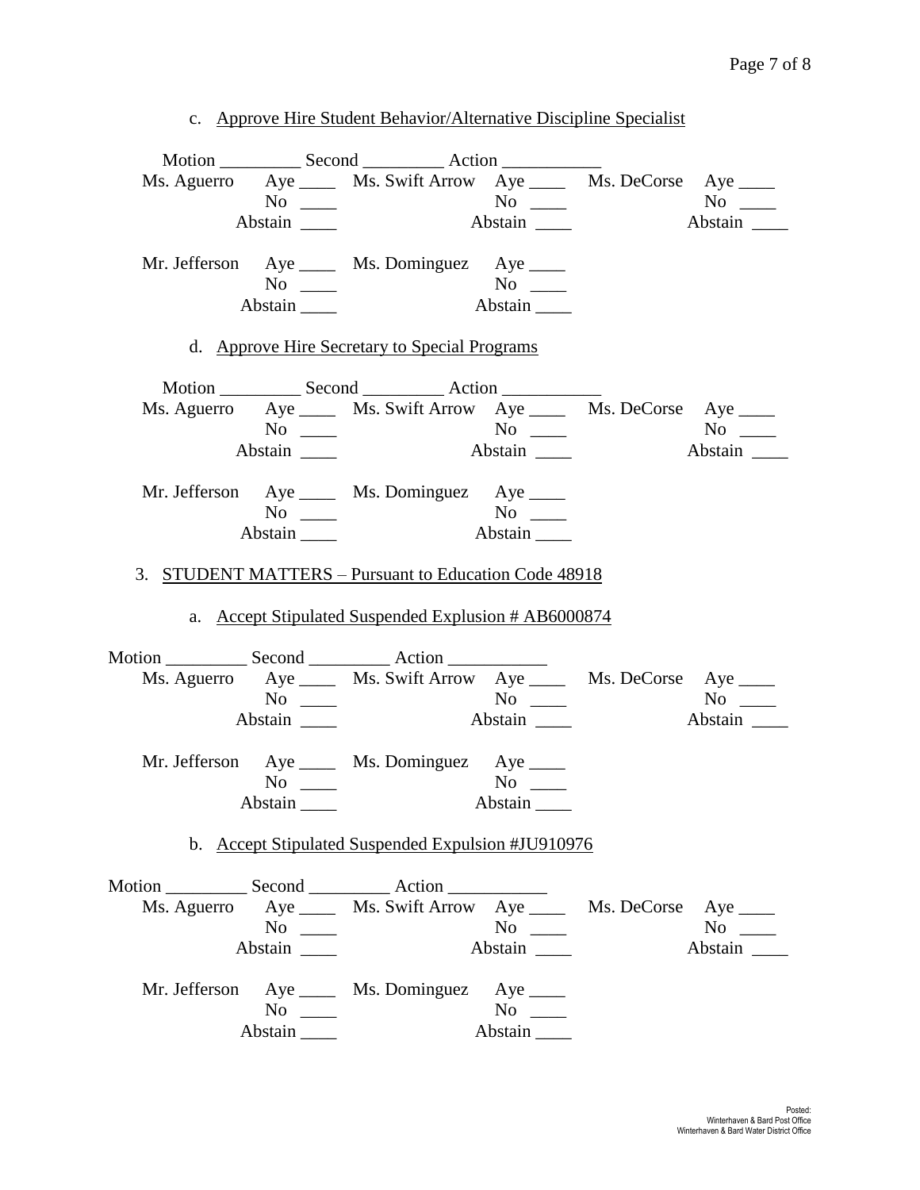c. <u>Approve Hire Student Behavior/Alternative Discipline Specialist</u>

Motion _________ Second _________ Action ___________

Ms. Aguerro Aye ____ No ____ Abstain ____

Ms. Swift Arrow Aye ____ No ____ Abstain ____

Ms. DeCorse Aye ____ No ____ Abstain ____

Mr. Jefferson Aye ____ No ____ Abstain ____

Ms. Dominguez Aye ____ No ____ Abstain ____

d. <u>Approve Hire Secretary to Special Programs</u>

Motion _________ Second _________ Action ___________

Ms. Aguerro Aye ____ No ____ Abstain ____

Ms. Swift Arrow Aye ____ No ____ Abstain ____

Ms. DeCorse Aye ____ No ____ Abstain ____

Mr. Jefferson Aye ____ No ____ Abstain ____

Ms. Dominguez Aye ____ No ____ Abstain ____

3. <u>STUDENT MATTERS – Pursuant to Education Code 48918</u>

a. <u>Accept Stipulated Suspended Explusion # AB6000874</u>

Motion _________ Second _________ Action ___________

Ms. Aguerro Aye ____ No ____ Abstain ____

Ms. Swift Arrow Aye ____ No ____ Abstain ____

Ms. DeCorse Aye ____ No ____ Abstain ____

Mr. Jefferson Aye ____ No ____ Abstain ____

Ms. Dominguez Aye ____ No ____ Abstain ____

b. <u>Accept Stipulated Suspended Expulsion #JU910976</u>

Motion _________ Second _________ Action ___________

Ms. Aguerro Aye ____ No ____ Abstain ____

Ms. Swift Arrow Aye ____ No ____ Abstain ____

Ms. DeCorse Aye ____ No ____ Abstain ____

Mr. Jefferson Aye ____ No ____ Abstain ____

Ms. Dominguez Aye ____ No ____ Abstain ____

Posted:
Winterhaven & Bard Post Office
Winterhaven & Bard Water District Office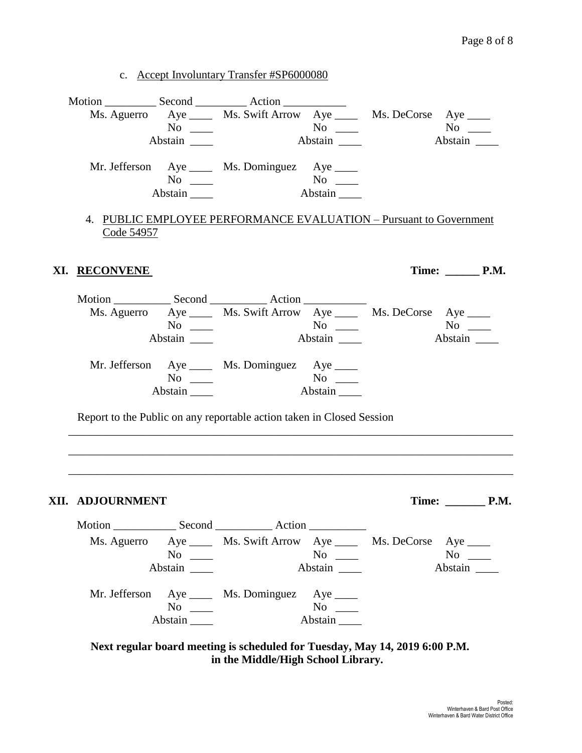c. Accept Involuntary Transfer #SP6000080

Motion _________ Second _________ Action ___________

| | | | | | |
|---|---|---|---|---|---|
| Ms. Aguerro | Aye ____ | Ms. Swift Arrow | Aye ____ | Ms. DeCorse | Aye ____ |
| | No ____ | | No ____ | | No ____ |
| | Abstain ____ | | Abstain ____ | | Abstain ____ |
| Mr. Jefferson | Aye ____ | Ms. Dominguez | Aye ____ | | |
| | No ____ | | No ____ | | |
| | Abstain ____ | | Abstain ____ | | |

4. PUBLIC EMPLOYEE PERFORMANCE EVALUATION – Pursuant to Government Code 54957

## XI. RECONVENE

Time: ______ P.M.

Motion __________ Second __________ Action ___________

| | | | | | |
|---|---|---|---|---|---|
| Ms. Aguerro | Aye ____ | Ms. Swift Arrow | Aye ____ | Ms. DeCorse | Aye ____ |
| | No ____ | | No ____ | | No ____ |
| | Abstain ____ | | Abstain ____ | | Abstain ____ |
| Mr. Jefferson | Aye ____ | Ms. Dominguez | Aye ____ | | |
| | No ____ | | No ____ | | |
| | Abstain ____ | | Abstain ____ | | |

Report to the Public on any reportable action taken in Closed Session

_____________________________________________________________________________

_____________________________________________________________________________

_____________________________________________________________________________

## XII. ADJOURNMENT

Time: _______ P.M.

Motion ___________ Second __________ Action __________

| | | | | | |
|---|---|---|---|---|---|
| Ms. Aguerro | Aye ____ | Ms. Swift Arrow | Aye ____ | Ms. DeCorse | Aye ____ |
| | No ____ | | No ____ | | No ____ |
| | Abstain ____ | | Abstain ____ | | Abstain ____ |
| Mr. Jefferson | Aye ____ | Ms. Dominguez | Aye ____ | | |
| | No ____ | | No ____ | | |
| | Abstain ____ | | Abstain ____ | | |

**Next regular board meeting is scheduled for Tuesday, May 14, 2019 6:00 P.M. in the Middle/High School Library.**

Posted:
Winterhaven & Bard Post Office
Winterhaven & Bard Water District Office